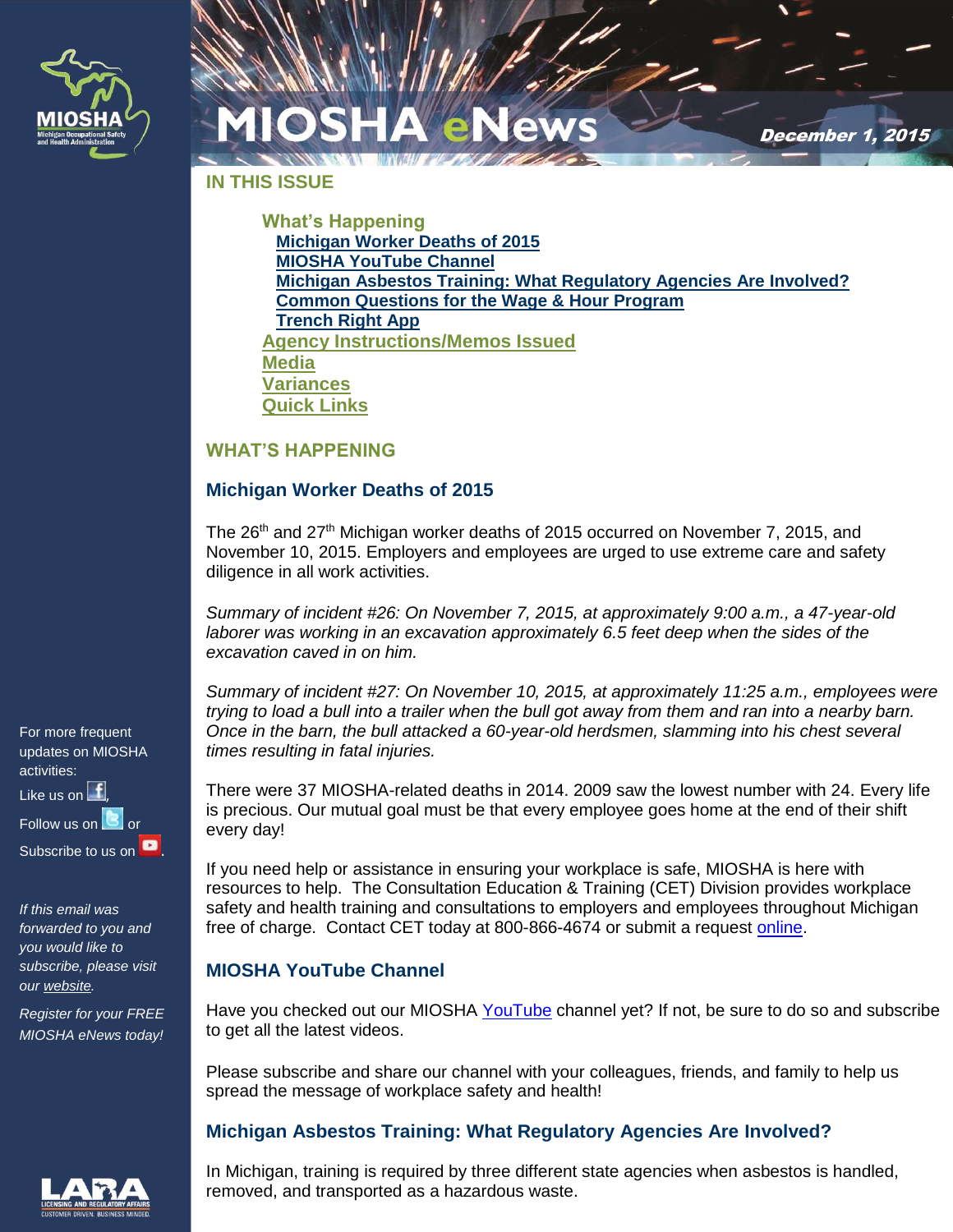# MIOSHA eNews

*December 1, 2015*

## IN THIS ISSUE

**What's Happening**

- [Michigan Worker Deaths of 2015]
- [MIOSHA YouTube Channel]
- [Michigan Asbestos Training: What Regulatory Agencies Are Involved?]
- [Common Questions for the Wage & Hour Program]
- [Trench Right App]

**Agency Instructions/Memos Issued**

**Media**

**Variances**

**Quick Links**

## WHAT'S HAPPENING

### Michigan Worker Deaths of 2015

The 26th and 27th Michigan worker deaths of 2015 occurred on November 7, 2015, and November 10, 2015. Employers and employees are urged to use extreme care and safety diligence in all work activities.

*Summary of incident #26: On November 7, 2015, at approximately 9:00 a.m., a 47-year-old laborer was working in an excavation approximately 6.5 feet deep when the sides of the excavation caved in on him.*

*Summary of incident #27: On November 10, 2015, at approximately 11:25 a.m., employees were trying to load a bull into a trailer when the bull got away from them and ran into a nearby barn. Once in the barn, the bull attacked a 60-year-old herdsmen, slamming into his chest several times resulting in fatal injuries.*

There were 37 MIOSHA-related deaths in 2014. 2009 saw the lowest number with 24. Every life is precious. Our mutual goal must be that every employee goes home at the end of their shift every day!

If you need help or assistance in ensuring your workplace is safe, MIOSHA is here with resources to help. The Consultation Education & Training (CET) Division provides workplace safety and health training and consultations to employers and employees throughout Michigan free of charge. Contact CET today at 800-866-4674 or submit a request online.

### MIOSHA YouTube Channel

Have you checked out our MIOSHA YouTube channel yet? If not, be sure to do so and subscribe to get all the latest videos.

Please subscribe and share our channel with your colleagues, friends, and family to help us spread the message of workplace safety and health!

### Michigan Asbestos Training: What Regulatory Agencies Are Involved?

In Michigan, training is required by three different state agencies when asbestos is handled, removed, and transported as a hazardous waste.

---

For more frequent updates on MIOSHA activities:
Like us on Facebook, Follow us on Twitter or Subscribe to us on YouTube.

*If this email was forwarded to you and you would like to subscribe, please visit our website.*

*Register for your FREE MIOSHA eNews today!*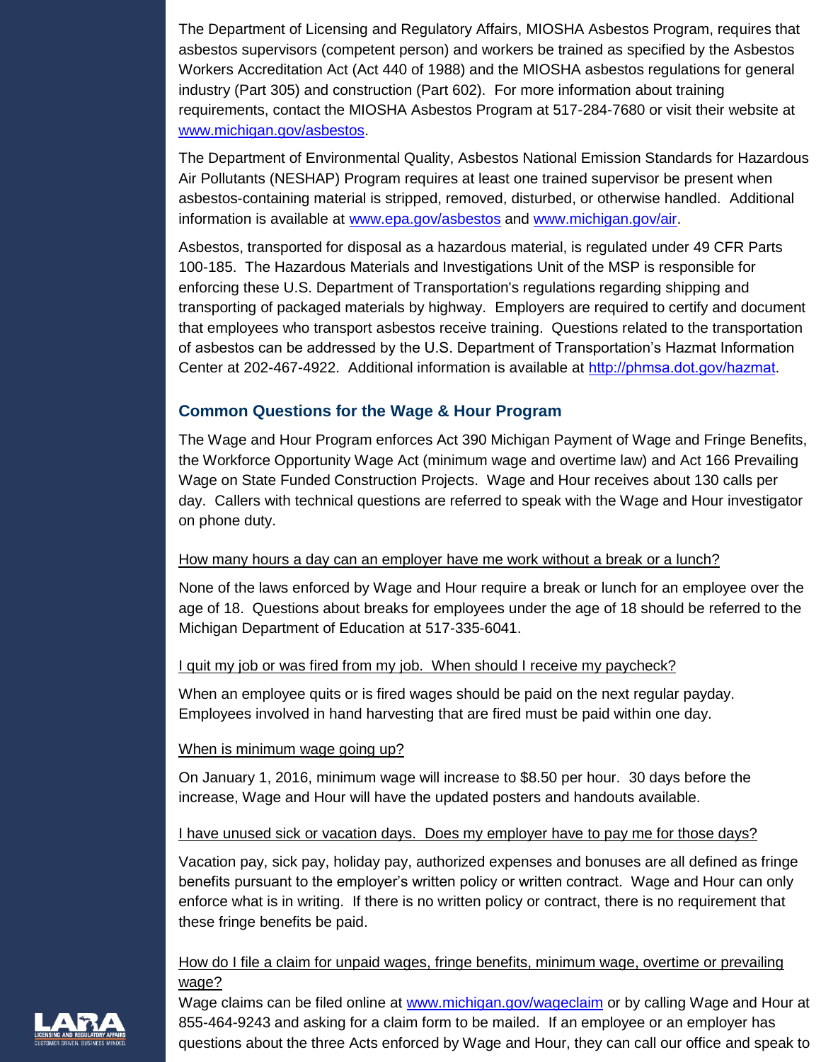The Department of Licensing and Regulatory Affairs, MIOSHA Asbestos Program, requires that asbestos supervisors (competent person) and workers be trained as specified by the Asbestos Workers Accreditation Act (Act 440 of 1988) and the MIOSHA asbestos regulations for general industry (Part 305) and construction (Part 602). For more information about training requirements, contact the MIOSHA Asbestos Program at 517-284-7680 or visit their website at www.michigan.gov/asbestos.

The Department of Environmental Quality, Asbestos National Emission Standards for Hazardous Air Pollutants (NESHAP) Program requires at least one trained supervisor be present when asbestos-containing material is stripped, removed, disturbed, or otherwise handled. Additional information is available at www.epa.gov/asbestos and www.michigan.gov/air.

Asbestos, transported for disposal as a hazardous material, is regulated under 49 CFR Parts 100-185. The Hazardous Materials and Investigations Unit of the MSP is responsible for enforcing these U.S. Department of Transportation's regulations regarding shipping and transporting of packaged materials by highway. Employers are required to certify and document that employees who transport asbestos receive training. Questions related to the transportation of asbestos can be addressed by the U.S. Department of Transportation's Hazmat Information Center at 202-467-4922. Additional information is available at http://phmsa.dot.gov/hazmat.

## Common Questions for the Wage & Hour Program

The Wage and Hour Program enforces Act 390 Michigan Payment of Wage and Fringe Benefits, the Workforce Opportunity Wage Act (minimum wage and overtime law) and Act 166 Prevailing Wage on State Funded Construction Projects. Wage and Hour receives about 130 calls per day. Callers with technical questions are referred to speak with the Wage and Hour investigator on phone duty.

How many hours a day can an employer have me work without a break or a lunch?

None of the laws enforced by Wage and Hour require a break or lunch for an employee over the age of 18. Questions about breaks for employees under the age of 18 should be referred to the Michigan Department of Education at 517-335-6041.

I quit my job or was fired from my job. When should I receive my paycheck?

When an employee quits or is fired wages should be paid on the next regular payday. Employees involved in hand harvesting that are fired must be paid within one day.

When is minimum wage going up?

On January 1, 2016, minimum wage will increase to $8.50 per hour. 30 days before the increase, Wage and Hour will have the updated posters and handouts available.

I have unused sick or vacation days. Does my employer have to pay me for those days?

Vacation pay, sick pay, holiday pay, authorized expenses and bonuses are all defined as fringe benefits pursuant to the employer's written policy or written contract. Wage and Hour can only enforce what is in writing. If there is no written policy or contract, there is no requirement that these fringe benefits be paid.

How do I file a claim for unpaid wages, fringe benefits, minimum wage, overtime or prevailing wage?

Wage claims can be filed online at www.michigan.gov/wageclaim or by calling Wage and Hour at 855-464-9243 and asking for a claim form to be mailed. If an employee or an employer has questions about the three Acts enforced by Wage and Hour, they can call our office and speak to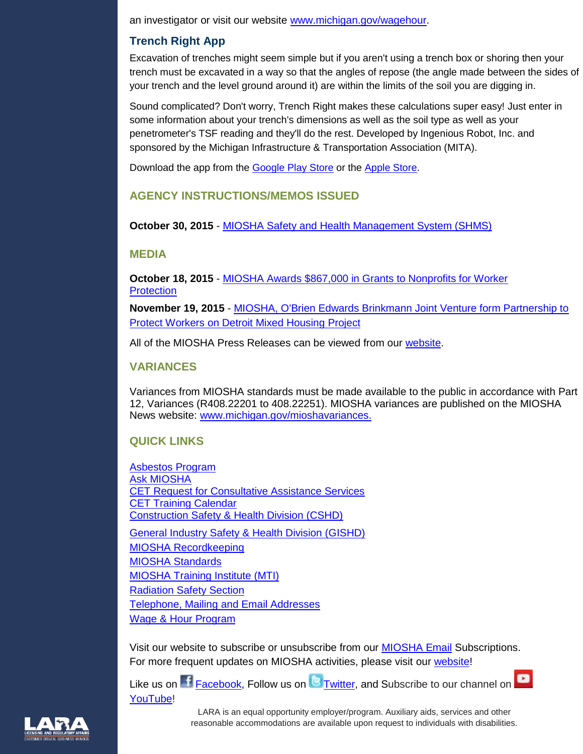an investigator or visit our website www.michigan.gov/wagehour.

### Trench Right App

Excavation of trenches might seem simple but if you aren't using a trench box or shoring then your trench must be excavated in a way so that the angles of repose (the angle made between the sides of your trench and the level ground around it) are within the limits of the soil you are digging in.

Sound complicated? Don't worry, Trench Right makes these calculations super easy! Just enter in some information about your trench's dimensions as well as the soil type as well as your penetrometer's TSF reading and they'll do the rest. Developed by Ingenious Robot, Inc. and sponsored by the Michigan Infrastructure & Transportation Association (MITA).

Download the app from the Google Play Store or the Apple Store.

## AGENCY INSTRUCTIONS/MEMOS ISSUED

**October 30, 2015** - MIOSHA Safety and Health Management System (SHMS)

## MEDIA

**October 18, 2015** - MIOSHA Awards $867,000 in Grants to Nonprofits for Worker Protection

**November 19, 2015** - MIOSHA, O'Brien Edwards Brinkmann Joint Venture form Partnership to Protect Workers on Detroit Mixed Housing Project

All of the MIOSHA Press Releases can be viewed from our website.

## VARIANCES

Variances from MIOSHA standards must be made available to the public in accordance with Part 12, Variances (R408.22201 to 408.22251). MIOSHA variances are published on the MIOSHA News website: www.michigan.gov/mioshavariances.

## QUICK LINKS

Asbestos Program
Ask MIOSHA
CET Request for Consultative Assistance Services
CET Training Calendar
Construction Safety & Health Division (CSHD)
General Industry Safety & Health Division (GISHD)
MIOSHA Recordkeeping
MIOSHA Standards
MIOSHA Training Institute (MTI)
Radiation Safety Section
Telephone, Mailing and Email Addresses
Wage & Hour Program

Visit our website to subscribe or unsubscribe from our MIOSHA Email Subscriptions.
For more frequent updates on MIOSHA activities, please visit our website!

Like us on Facebook, Follow us on Twitter, and Subscribe to our channel on YouTube!

LARA is an equal opportunity employer/program. Auxiliary aids, services and other reasonable accommodations are available upon request to individuals with disabilities.